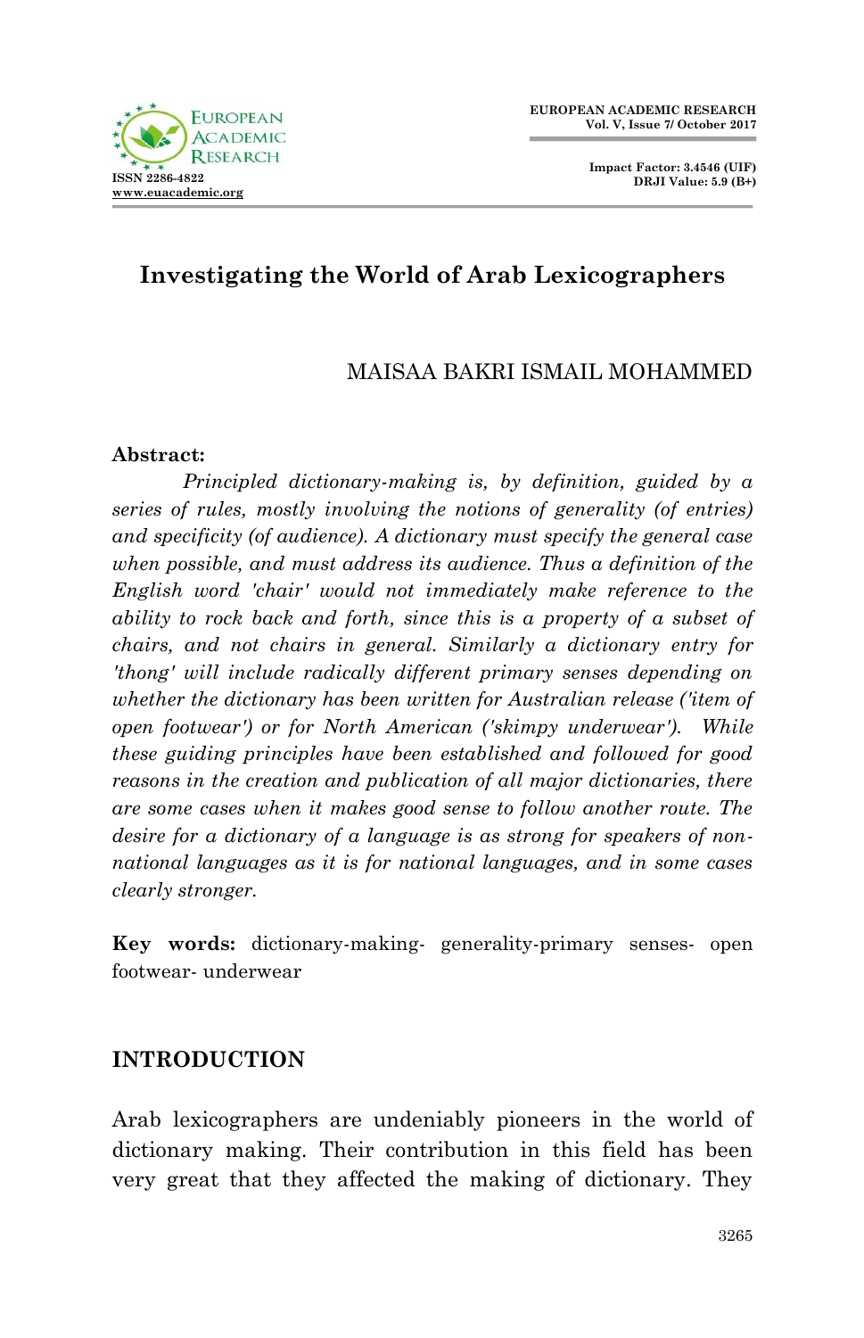# Investigating the World of Arab Lexicographers

MAISAA BAKRI ISMAIL MOHAMMED

**Abstract:**

*Principled dictionary-making is, by definition, guided by a series of rules, mostly involving the notions of generality (of entries) and specificity (of audience). A dictionary must specify the general case when possible, and must address its audience. Thus a definition of the English word 'chair' would not immediately make reference to the ability to rock back and forth, since this is a property of a subset of chairs, and not chairs in general. Similarly a dictionary entry for 'thong' will include radically different primary senses depending on whether the dictionary has been written for Australian release ('item of open footwear') or for North American ('skimpy underwear'). While these guiding principles have been established and followed for good reasons in the creation and publication of all major dictionaries, there are some cases when it makes good sense to follow another route. The desire for a dictionary of a language is as strong for speakers of non-national languages as it is for national languages, and in some cases clearly stronger.*

**Key words:** dictionary-making- generality-primary senses- open footwear- underwear

## INTRODUCTION

Arab lexicographers are undeniably pioneers in the world of dictionary making. Their contribution in this field has been very great that they affected the making of dictionary. They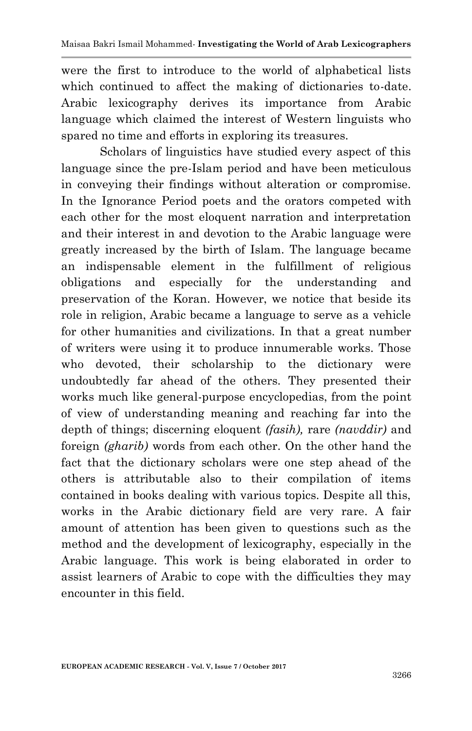were the first to introduce to the world of alphabetical lists which continued to affect the making of dictionaries to-date. Arabic lexicography derives its importance from Arabic language which claimed the interest of Western linguists who spared no time and efforts in exploring its treasures.

Scholars of linguistics have studied every aspect of this language since the pre-Islam period and have been meticulous in conveying their findings without alteration or compromise. In the Ignorance Period poets and the orators competed with each other for the most eloquent narration and interpretation and their interest in and devotion to the Arabic language were greatly increased by the birth of Islam. The language became an indispensable element in the fulfillment of religious obligations and especially for the understanding and preservation of the Koran. However, we notice that beside its role in religion, Arabic became a language to serve as a vehicle for other humanities and civilizations. In that a great number of writers were using it to produce innumerable works. Those who devoted, their scholarship to the dictionary were undoubtedly far ahead of the others. They presented their works much like general-purpose encyclopedias, from the point of view of understanding meaning and reaching far into the depth of things; discerning eloquent *(fasih),* rare *(navddir)* and foreign *(gharib)* words from each other. On the other hand the fact that the dictionary scholars were one step ahead of the others is attributable also to their compilation of items contained in books dealing with various topics. Despite all this, works in the Arabic dictionary field are very rare. A fair amount of attention has been given to questions such as the method and the development of lexicography, especially in the Arabic language. This work is being elaborated in order to assist learners of Arabic to cope with the difficulties they may encounter in this field.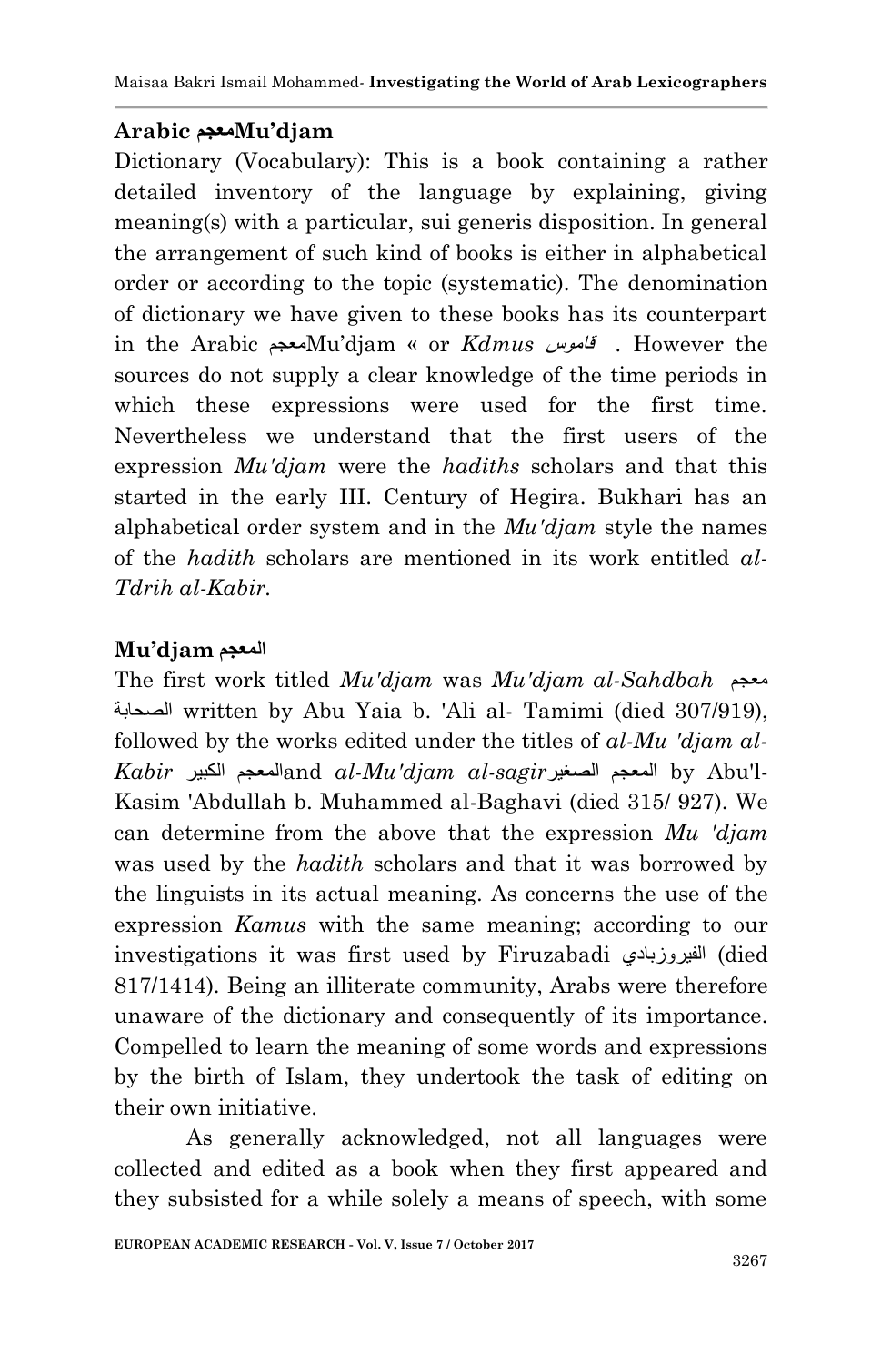## Arabic معجمMu'djam

Dictionary (Vocabulary): This is a book containing a rather detailed inventory of the language by explaining, giving meaning(s) with a particular, sui generis disposition. In general the arrangement of such kind of books is either in alphabetical order or according to the topic (systematic). The denomination of dictionary we have given to these books has its counterpart in the Arabic معجمMu'djam « or *Kdmus* قاموس . However the sources do not supply a clear knowledge of the time periods in which these expressions were used for the first time. Nevertheless we understand that the first users of the expression *Mu'djam* were the *hadiths* scholars and that this started in the early III. Century of Hegira. Bukhari has an alphabetical order system and in the *Mu'djam* style the names of the *hadith* scholars are mentioned in its work entitled *al-Tdrih al-Kabir.*

## Mu'djam المعجم

The first work titled *Mu'djam* was *Mu'djam al-Sahdbah* معجم الصحابة written by Abu Yaia b. 'Ali al- Tamimi (died 307/919), followed by the works edited under the titles of *al-Mu 'djam al-Kabir* المعجم الكبيرand *al-Mu'djam al-sagir*المعجم الصغير by Abu'l-Kasim 'Abdullah b. Muhammed al-Baghavi (died 315/ 927). We can determine from the above that the expression *Mu 'djam* was used by the *hadith* scholars and that it was borrowed by the linguists in its actual meaning. As concerns the use of the expression *Kamus* with the same meaning; according to our investigations it was first used by Firuzabadi الفيروزبادي (died 817/1414). Being an illiterate community, Arabs were therefore unaware of the dictionary and consequently of its importance. Compelled to learn the meaning of some words and expressions by the birth of Islam, they undertook the task of editing on their own initiative.

As generally acknowledged, not all languages were collected and edited as a book when they first appeared and they subsisted for a while solely a means of speech, with some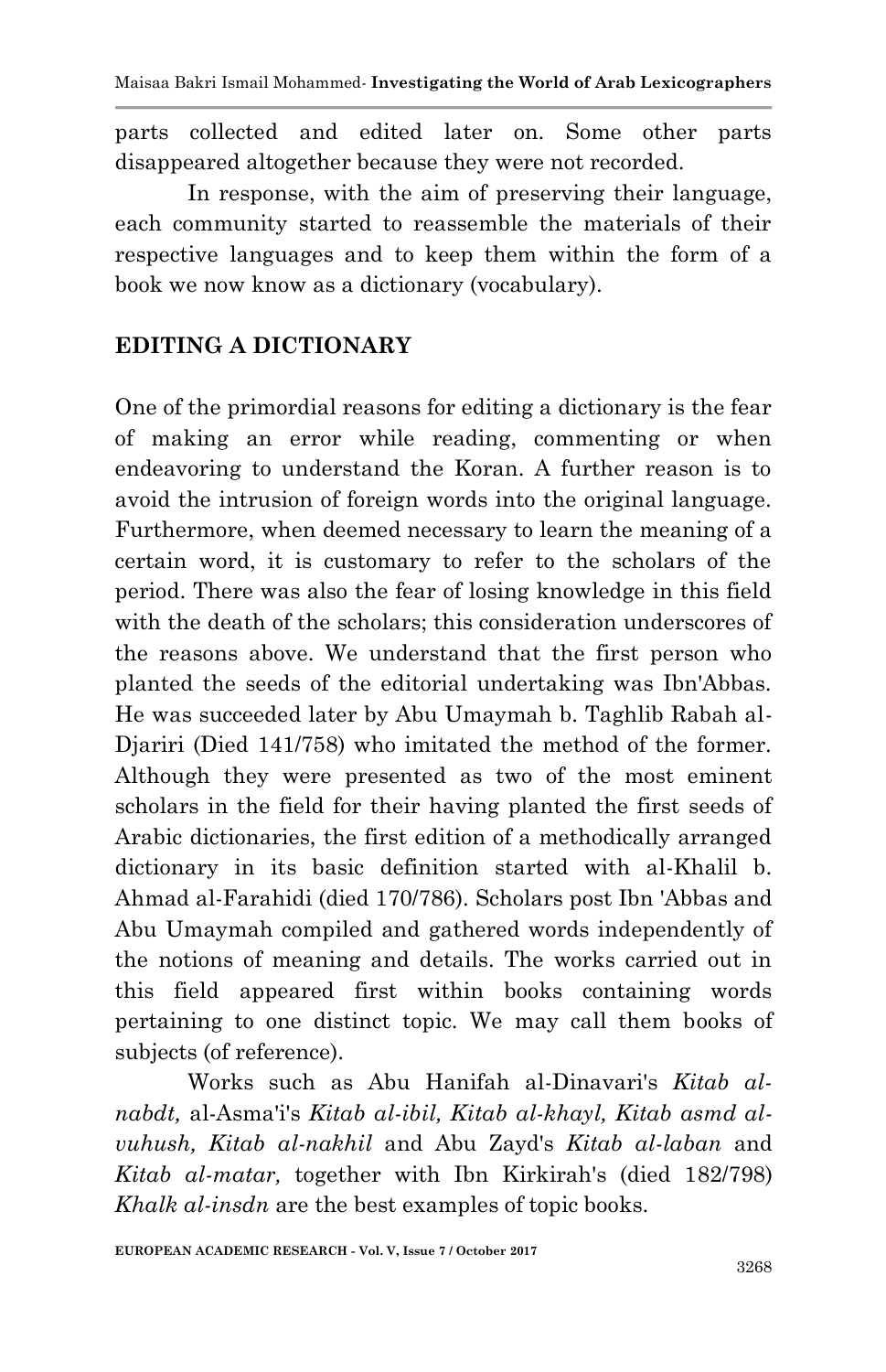parts collected and edited later on. Some other parts disappeared altogether because they were not recorded.

In response, with the aim of preserving their language, each community started to reassemble the materials of their respective languages and to keep them within the form of a book we now know as a dictionary (vocabulary).

## EDITING A DICTIONARY

One of the primordial reasons for editing a dictionary is the fear of making an error while reading, commenting or when endeavoring to understand the Koran. A further reason is to avoid the intrusion of foreign words into the original language. Furthermore, when deemed necessary to learn the meaning of a certain word, it is customary to refer to the scholars of the period. There was also the fear of losing knowledge in this field with the death of the scholars; this consideration underscores of the reasons above. We understand that the first person who planted the seeds of the editorial undertaking was Ibn'Abbas. He was succeeded later by Abu Umaymah b. Taghlib Rabah al-Djariri (Died 141/758) who imitated the method of the former. Although they were presented as two of the most eminent scholars in the field for their having planted the first seeds of Arabic dictionaries, the first edition of a methodically arranged dictionary in its basic definition started with al-Khalil b. Ahmad al-Farahidi (died 170/786). Scholars post Ibn 'Abbas and Abu Umaymah compiled and gathered words independently of the notions of meaning and details. The works carried out in this field appeared first within books containing words pertaining to one distinct topic. We may call them books of subjects (of reference).

Works such as Abu Hanifah al-Dinavari's *Kitab al-nabdt,* al-Asma'i's *Kitab al-ibil, Kitab al-khayl, Kitab asmd al-vuhush, Kitab al-nakhil* and Abu Zayd's *Kitab al-laban* and *Kitab al-matar,* together with Ibn Kirkirah's (died 182/798) *Khalk al-insdn* are the best examples of topic books.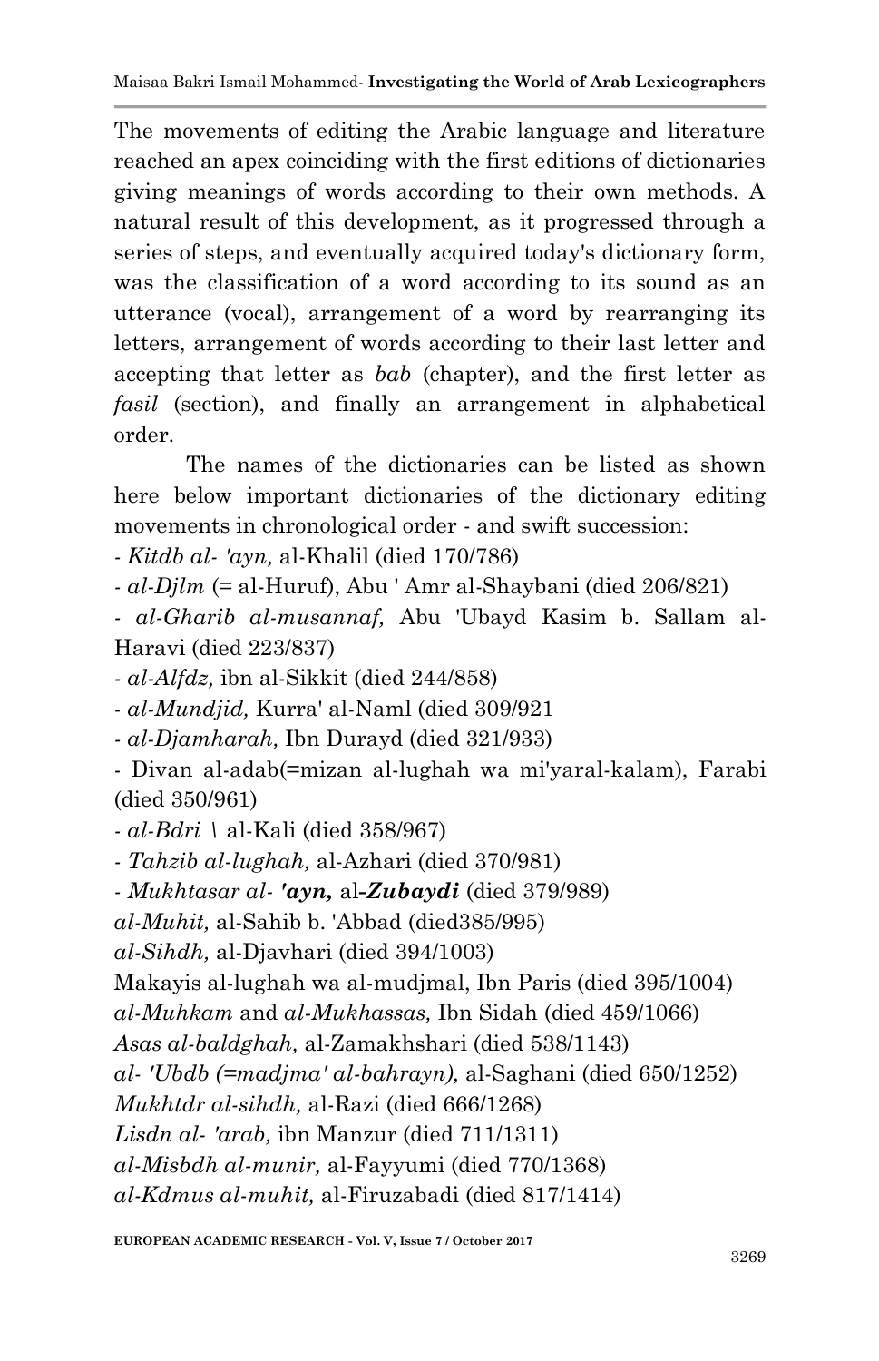The movements of editing the Arabic language and literature reached an apex coinciding with the first editions of dictionaries giving meanings of words according to their own methods. A natural result of this development, as it progressed through a series of steps, and eventually acquired today's dictionary form, was the classification of a word according to its sound as an utterance (vocal), arrangement of a word by rearranging its letters, arrangement of words according to their last letter and accepting that letter as *bab* (chapter), and the first letter as *fasil* (section), and finally an arrangement in alphabetical order.

The names of the dictionaries can be listed as shown here below important dictionaries of the dictionary editing movements in chronological order - and swift succession:

- *Kitdb al- 'ayn,* al-Khalil (died 170/786)
- *al-Djlm* (= al-Huruf), Abu ' Amr al-Shaybani (died 206/821)
- *al-Gharib al-musannaf,* Abu 'Ubayd Kasim b. Sallam al-Haravi (died 223/837)
- *al-Alfdz,* ibn al-Sikkit (died 244/858)
- *al-Mundjid,* Kurra' al-Naml (died 309/921
- *al-Djamharah,* Ibn Durayd (died 321/933)
- Divan al-adab(=mizan al-lughah wa mi'yaral-kalam), Farabi (died 350/961)
- *al-Bdri \* al-Kali (died 358/967)
- *Tahzib al-lughah,* al-Azhari (died 370/981)
- *Mukhtasar al- **'ayn,*** al-***Zubaydi*** (died 379/989)

*al-Muhit,* al-Sahib b. 'Abbad (died385/995)
*al-Sihdh,* al-Djavhari (died 394/1003)
Makayis al-lughah wa al-mudjmal, Ibn Paris (died 395/1004)
*al-Muhkam* and *al-Mukhassas,* Ibn Sidah (died 459/1066)
*Asas al-baldghah,* al-Zamakhshari (died 538/1143)
*al- 'Ubdb (=madjma' al-bahrayn),* al-Saghani (died 650/1252)
*Mukhtdr al-sihdh,* al-Razi (died 666/1268)
*Lisdn al- 'arab,* ibn Manzur (died 711/1311)
*al-Misbdh al-munir,* al-Fayyumi (died 770/1368)
*al-Kdmus al-muhit,* al-Firuzabadi (died 817/1414)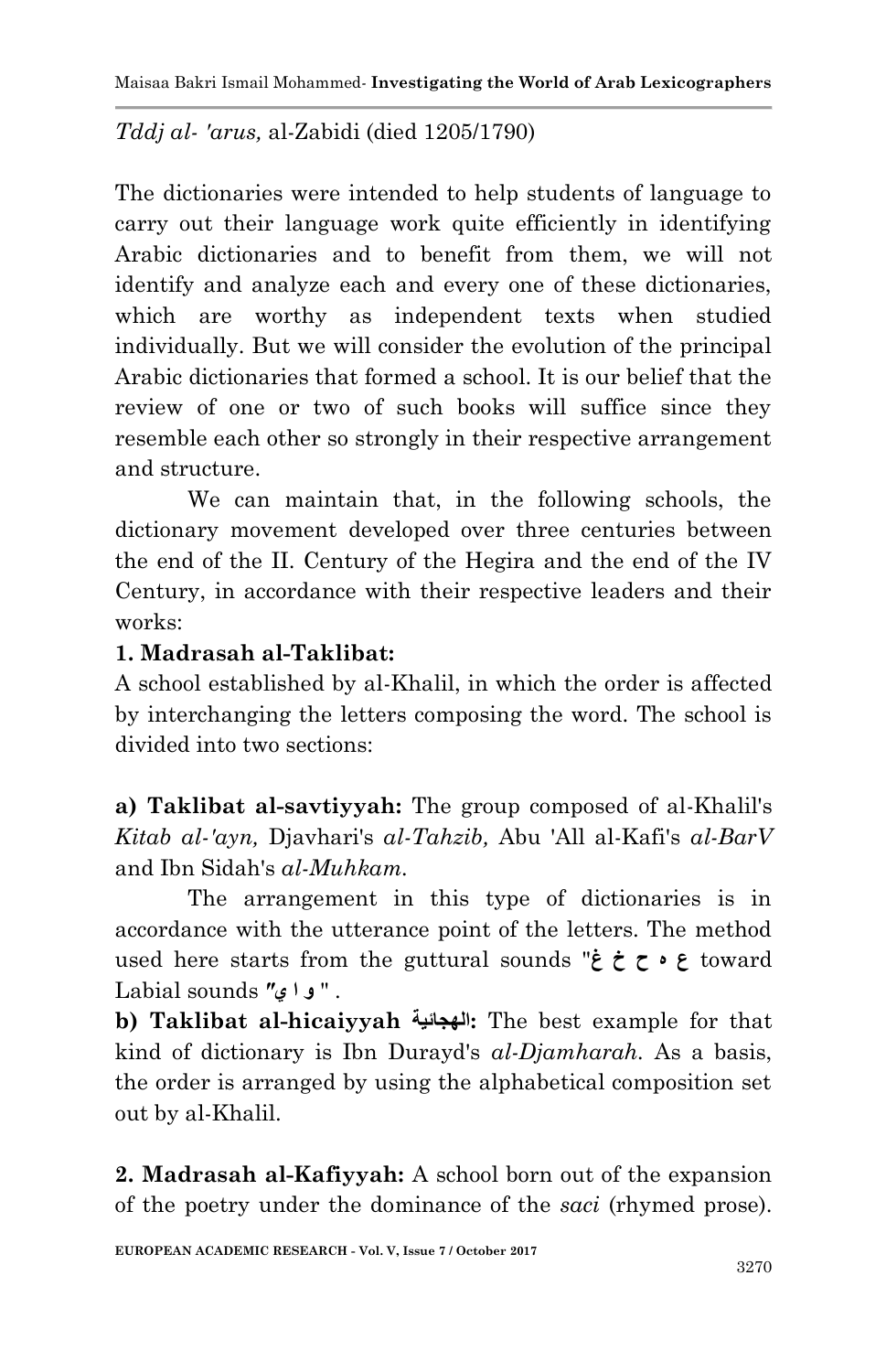*Tddj al- 'arus,* al-Zabidi (died 1205/1790)

The dictionaries were intended to help students of language to carry out their language work quite efficiently in identifying Arabic dictionaries and to benefit from them, we will not identify and analyze each and every one of these dictionaries, which are worthy as independent texts when studied individually. But we will consider the evolution of the principal Arabic dictionaries that formed a school. It is our belief that the review of one or two of such books will suffice since they resemble each other so strongly in their respective arrangement and structure.

We can maintain that, in the following schools, the dictionary movement developed over three centuries between the end of the II. Century of the Hegira and the end of the IV Century, in accordance with their respective leaders and their works:

**1. Madrasah al-Taklibat:**

A school established by al-Khalil, in which the order is affected by interchanging the letters composing the word. The school is divided into two sections:

**a) Taklibat al-savtiyyah:** The group composed of al-Khalil's *Kitab al-'ayn,* Djavhari's *al-Tahzib,* Abu 'All al-Kafi's *al-BarV* and Ibn Sidah's *al-Muhkam.*

The arrangement in this type of dictionaries is in accordance with the utterance point of the letters. The method used here starts from the guttural sounds "ع ه ح خ غ toward Labial sounds "و ا ي" .

**b) Taklibat al-hicaiyyah الهجائية:** The best example for that kind of dictionary is Ibn Durayd's *al-Djamharah.* As a basis, the order is arranged by using the alphabetical composition set out by al-Khalil.

**2. Madrasah al-Kafiyyah:** A school born out of the expansion of the poetry under the dominance of the *saci* (rhymed prose).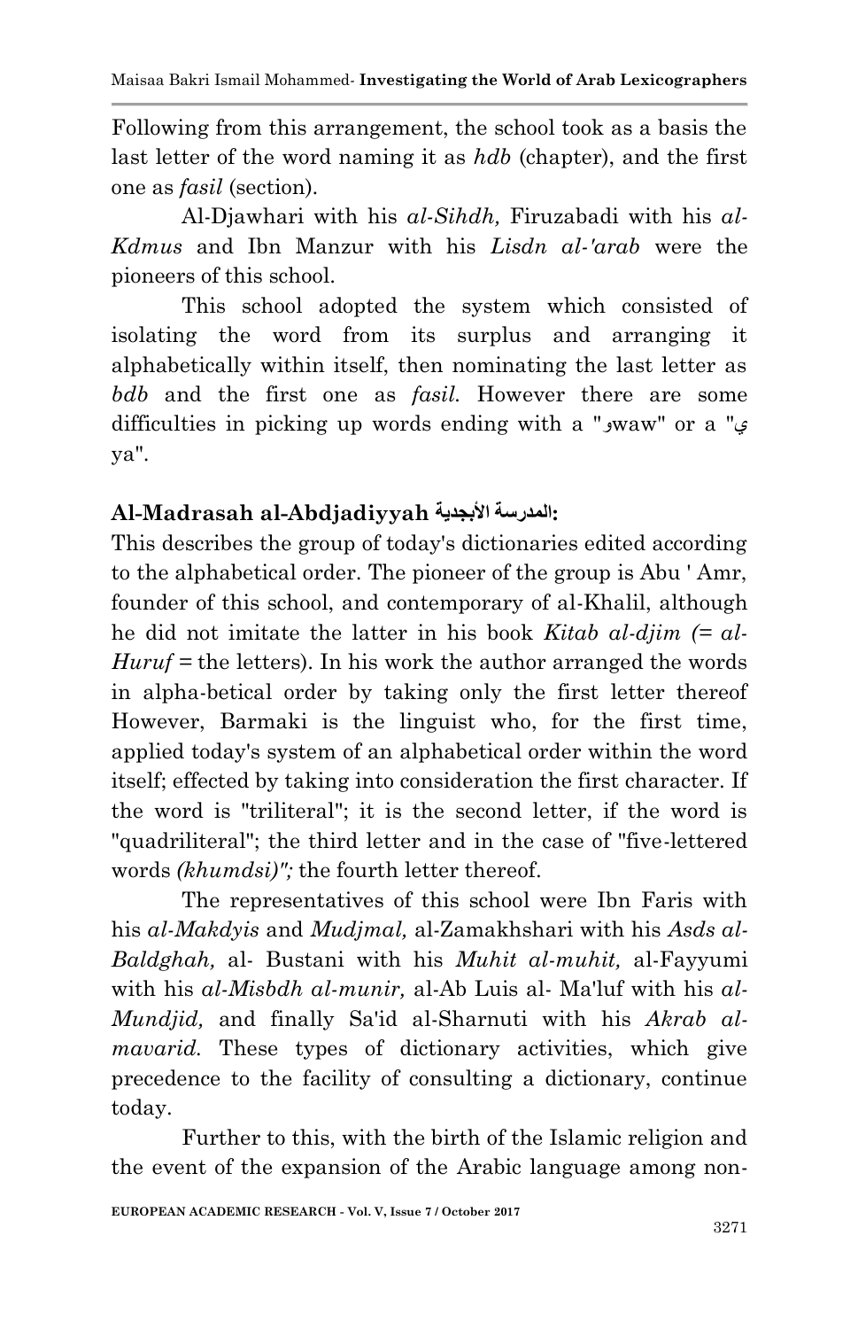Following from this arrangement, the school took as a basis the last letter of the word naming it as *hdb* (chapter), and the first one as *fasil* (section).

Al-Djawhari with his *al-Sihdh,* Firuzabadi with his *al-Kdmus* and Ibn Manzur with his *Lisdn al-'arab* were the pioneers of this school.

This school adopted the system which consisted of isolating the word from its surplus and arranging it alphabetically within itself, then nominating the last letter as *bdb* and the first one as *fasil.* However there are some difficulties in picking up words ending with a "وwaw" or a "ي ya".

### Al-Madrasah al-Abdjadiyyah المدرسة الأبجدية:

This describes the group of today's dictionaries edited according to the alphabetical order. The pioneer of the group is Abu ' Amr, founder of this school, and contemporary of al-Khalil, although he did not imitate the latter in his book *Kitab al-djim (= al-Huruf* = the letters). In his work the author arranged the words in alpha-betical order by taking only the first letter thereof However, Barmaki is the linguist who, for the first time, applied today's system of an alphabetical order within the word itself; effected by taking into consideration the first character. If the word is "triliteral"; it is the second letter, if the word is "quadriliteral"; the third letter and in the case of "five-lettered words *(khumdsi)";* the fourth letter thereof.

The representatives of this school were Ibn Faris with his *al-Makdyis* and *Mudjmal,* al-Zamakhshari with his *Asds al-Baldghah,* al- Bustani with his *Muhit al-muhit,* al-Fayyumi with his *al-Misbdh al-munir,* al-Ab Luis al- Ma'luf with his *al-Mundjid,* and finally Sa'id al-Sharnuti with his *Akrab al-mavarid.* These types of dictionary activities, which give precedence to the facility of consulting a dictionary, continue today.

Further to this, with the birth of the Islamic religion and the event of the expansion of the Arabic language among non-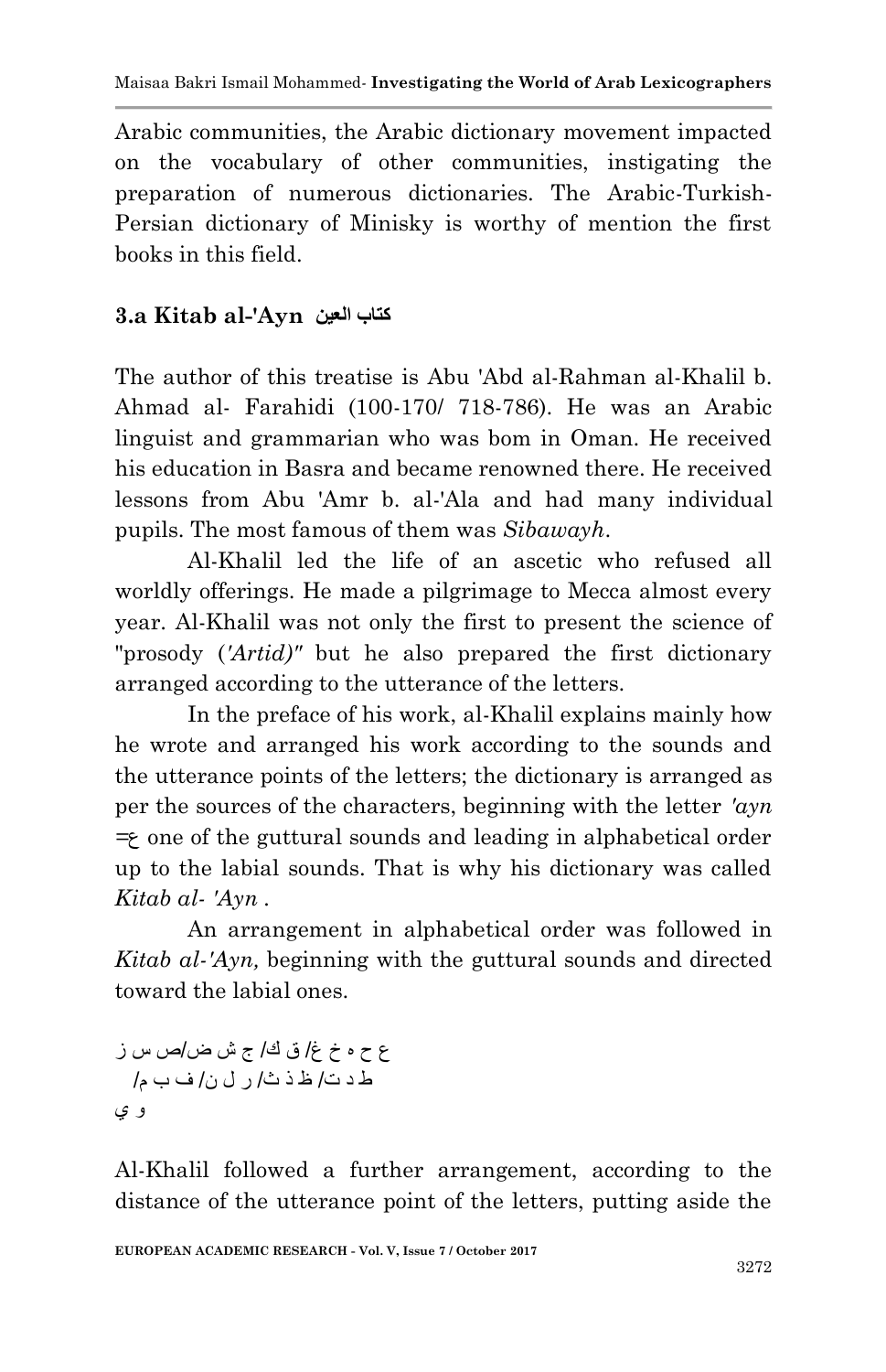Arabic communities, the Arabic dictionary movement impacted on the vocabulary of other communities, instigating the preparation of numerous dictionaries. The Arabic-Turkish-Persian dictionary of Minisky is worthy of mention the first books in this field.

### 3.a Kitab al-'Ayn كتاب العين

The author of this treatise is Abu 'Abd al-Rahman al-Khalil b. Ahmad al- Farahidi (100-170/ 718-786). He was an Arabic linguist and grammarian who was bom in Oman. He received his education in Basra and became renowned there. He received lessons from Abu 'Amr b. al-'Ala and had many individual pupils. The most famous of them was *Sibawayh*.

Al-Khalil led the life of an ascetic who refused all worldly offerings. He made a pilgrimage to Mecca almost every year. Al-Khalil was not only the first to present the science of "prosody (*'Artid)"* but he also prepared the first dictionary arranged according to the utterance of the letters.

In the preface of his work, al-Khalil explains mainly how he wrote and arranged his work according to the sounds and the utterance points of the letters; the dictionary is arranged as per the sources of the characters, beginning with the letter *'ayn* =ع one of the guttural sounds and leading in alphabetical order up to the labial sounds. That is why his dictionary was called *Kitab al- 'Ayn* .

An arrangement in alphabetical order was followed in *Kitab al-'Ayn,* beginning with the guttural sounds and directed toward the labial ones.

ع ح ه خ غ/ ق ك/ ج ش ض/ص س ز
ط د ت/ ظ ذ ث/ ر ل ن/ ف ب م/
و ي

Al-Khalil followed a further arrangement, according to the distance of the utterance point of the letters, putting aside the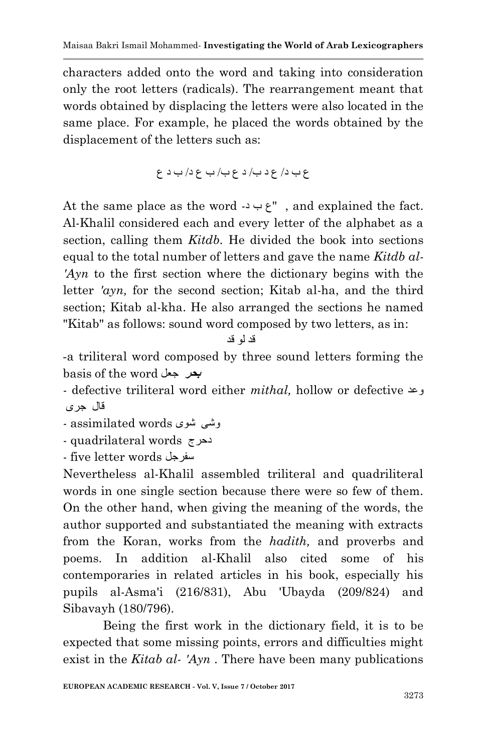characters added onto the word and taking into consideration only the root letters (radicals). The rearrangement meant that words obtained by displacing the letters were also located in the same place. For example, he placed the words obtained by the displacement of the letters such as:

ع ب د/ ع د ب/ د ع ب/ ب ع د/ ب د ع

At the same place as the word -ع ب د" , and explained the fact. Al-Khalil considered each and every letter of the alphabet as a section, calling them *Kitdb*. He divided the book into sections equal to the total number of letters and gave the name *Kitdb al-'Ayn* to the first section where the dictionary begins with the letter *'ayn,* for the second section; Kitab al-ha, and the third section; Kitab al-kha. He also arranged the sections he named "Kitab" as follows: sound word composed by two letters, as in:

قد لو قد

-a triliteral word composed by three sound letters forming the basis of the word **بحر** جعل

- defective triliteral word either *mithal,* hollow or defective وعد قال جرى

- assimilated words وشى شوى

- quadrilateral words دحرج

- five letter words سفرجل

Nevertheless al-Khalil assembled triliteral and quadriliteral words in one single section because there were so few of them. On the other hand, when giving the meaning of the words, the author supported and substantiated the meaning with extracts from the Koran, works from the *hadith,* and proverbs and poems. In addition al-Khalil also cited some of his contemporaries in related articles in his book, especially his pupils al-Asma'i (216/831), Abu 'Ubayda (209/824) and Sibavayh (180/796).

Being the first work in the dictionary field, it is to be expected that some missing points, errors and difficulties might exist in the *Kitab al- 'Ayn* . There have been many publications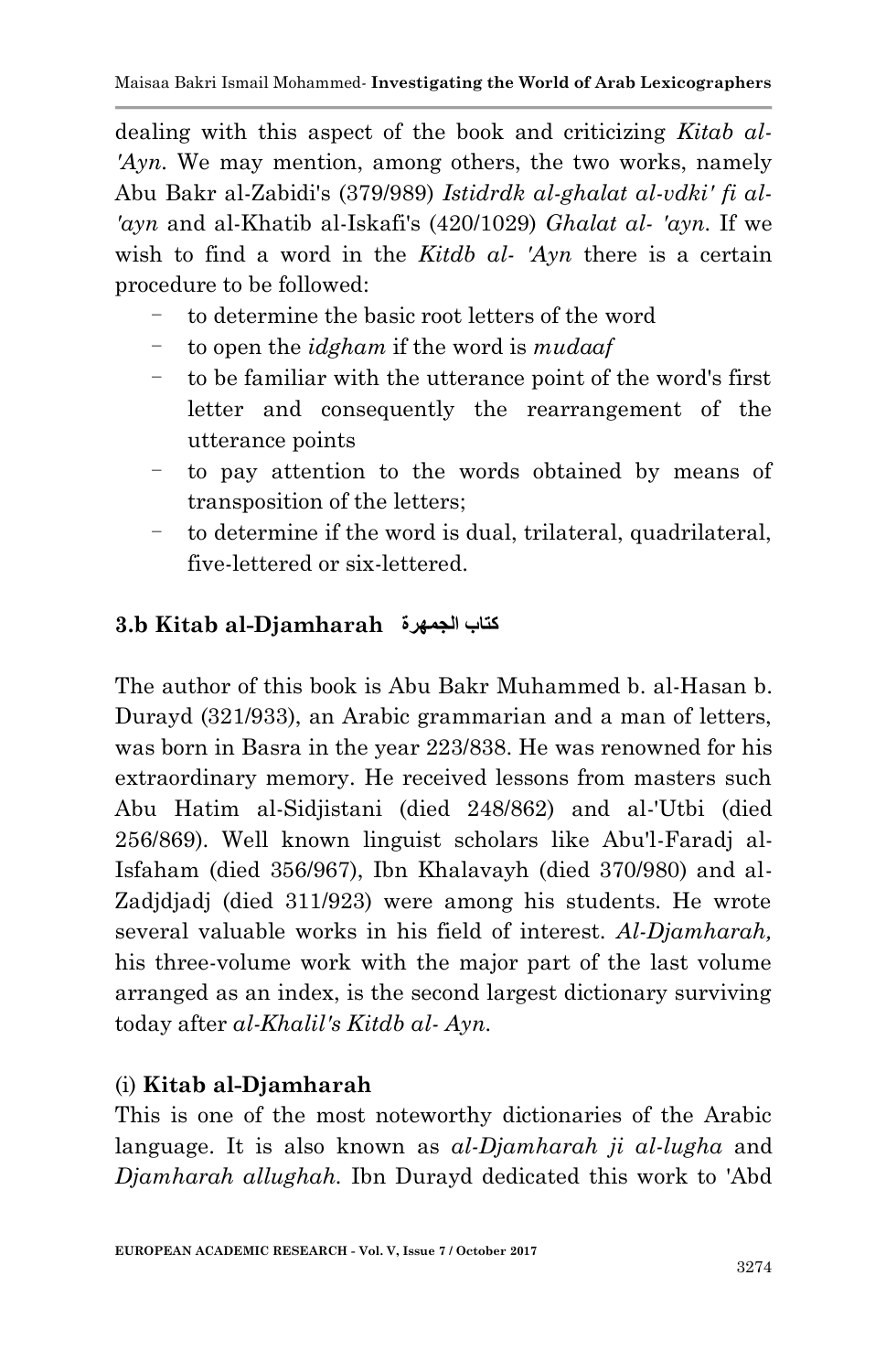dealing with this aspect of the book and criticizing *Kitab al-'Ayn*. We may mention, among others, the two works, namely Abu Bakr al-Zabidi's (379/989) *Istidrdk al-ghalat al-vdki' fi al-'ayn* and al-Khatib al-Iskafi's (420/1029) *Ghalat al- 'ayn*. If we wish to find a word in the *Kitdb al- 'Ayn* there is a certain procedure to be followed:

- to determine the basic root letters of the word
- to open the *idgham* if the word is *mudaaf*
- to be familiar with the utterance point of the word's first letter and consequently the rearrangement of the utterance points
- to pay attention to the words obtained by means of transposition of the letters;
- to determine if the word is dual, trilateral, quadrilateral, five-lettered or six-lettered.

### 3.b Kitab al-Djamharah كتاب الجمهرة

The author of this book is Abu Bakr Muhammed b. al-Hasan b. Durayd (321/933), an Arabic grammarian and a man of letters, was born in Basra in the year 223/838. He was renowned for his extraordinary memory. He received lessons from masters such Abu Hatim al-Sidjistani (died 248/862) and al-'Utbi (died 256/869). Well known linguist scholars like Abu'l-Faradj al-Isfaham (died 356/967), Ibn Khalavayh (died 370/980) and al-Zadjdjadj (died 311/923) were among his students. He wrote several valuable works in his field of interest. *Al-Djamharah,* his three-volume work with the major part of the last volume arranged as an index, is the second largest dictionary surviving today after *al-Khalil's Kitdb al- Ayn.*

(i) **Kitab al-Djamharah**

This is one of the most noteworthy dictionaries of the Arabic language. It is also known as *al-Djamharah ji al-lugha* and *Djamharah allughah.* Ibn Durayd dedicated this work to 'Abd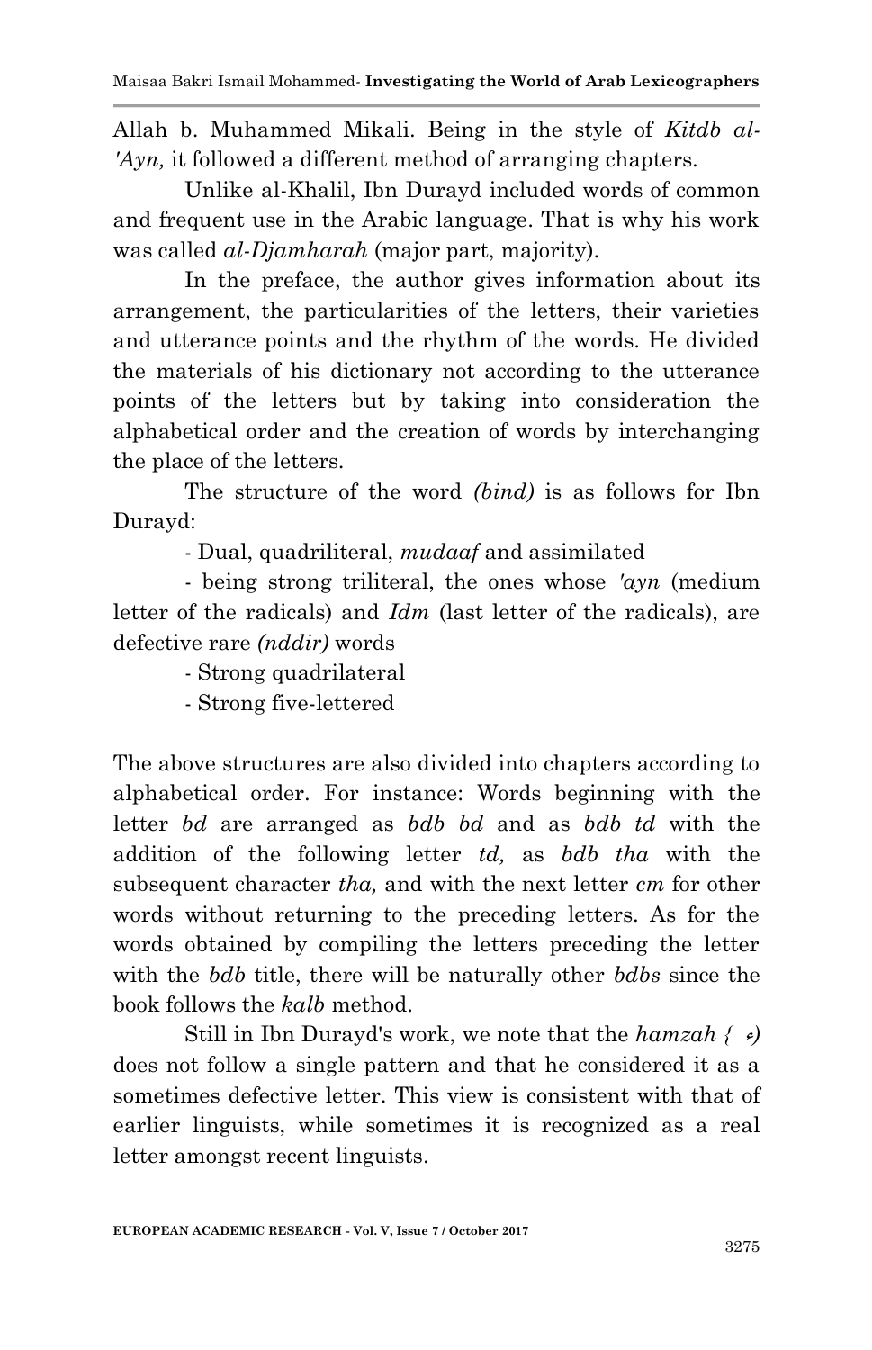Allah b. Muhammed Mikali. Being in the style of *Kitdb al-'Ayn,* it followed a different method of arranging chapters.

Unlike al-Khalil, Ibn Durayd included words of common and frequent use in the Arabic language. That is why his work was called *al-Djamharah* (major part, majority).

In the preface, the author gives information about its arrangement, the particularities of the letters, their varieties and utterance points and the rhythm of the words. He divided the materials of his dictionary not according to the utterance points of the letters but by taking into consideration the alphabetical order and the creation of words by interchanging the place of the letters.

The structure of the word *(bind)* is as follows for Ibn Durayd:

- Dual, quadriliteral, *mudaaf* and assimilated
- being strong triliteral, the ones whose *'ayn* (medium letter of the radicals) and *Idm* (last letter of the radicals), are defective rare *(nddir)* words
- Strong quadrilateral
- Strong five-lettered

The above structures are also divided into chapters according to alphabetical order. For instance: Words beginning with the letter *bd* are arranged as *bdb bd* and as *bdb td* with the addition of the following letter *td,* as *bdb tha* with the subsequent character *tha,* and with the next letter *cm* for other words without returning to the preceding letters. As for the words obtained by compiling the letters preceding the letter with the *bdb* title, there will be naturally other *bdbs* since the book follows the *kalb* method.

Still in Ibn Durayd's work, we note that the *hamzah { ء)* does not follow a single pattern and that he considered it as a sometimes defective letter. This view is consistent with that of earlier linguists, while sometimes it is recognized as a real letter amongst recent linguists.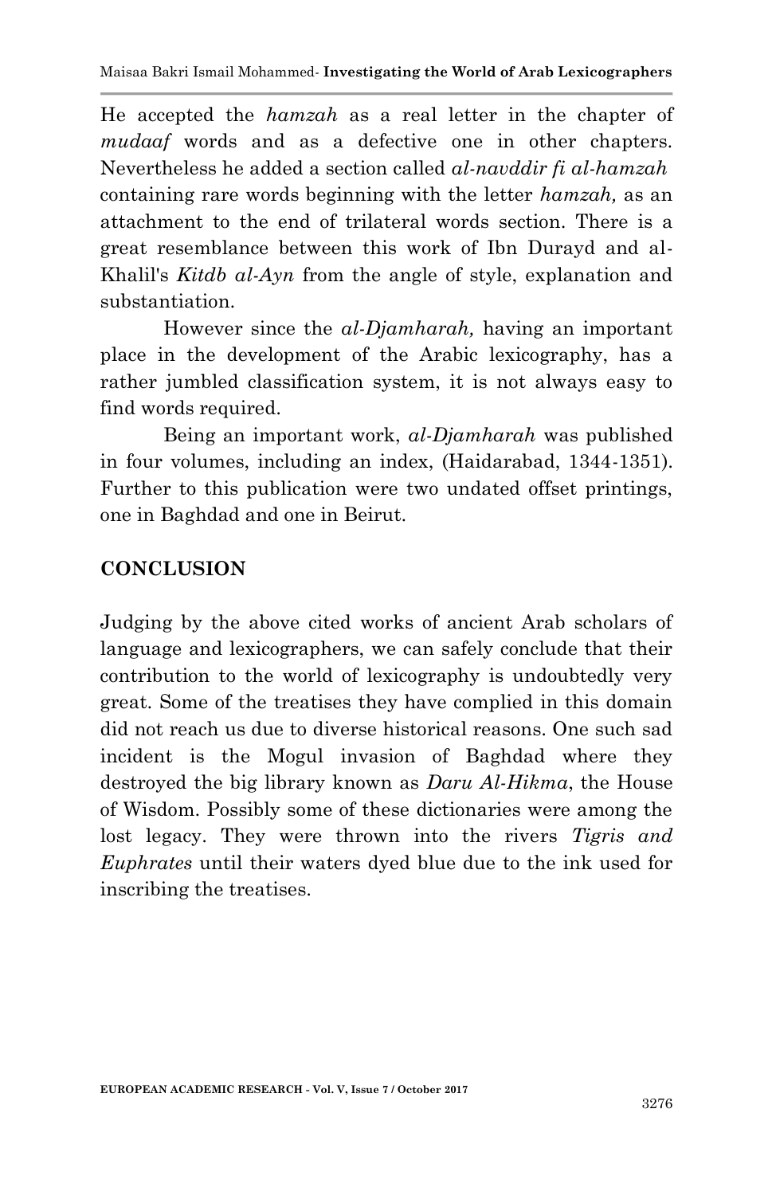He accepted the *hamzah* as a real letter in the chapter of *mudaaf* words and as a defective one in other chapters. Nevertheless he added a section called *al-navddir fi al-hamzah* containing rare words beginning with the letter *hamzah,* as an attachment to the end of trilateral words section. There is a great resemblance between this work of Ibn Durayd and al-Khalil's *Kitdb al-Ayn* from the angle of style, explanation and substantiation.

However since the *al-Djamharah,* having an important place in the development of the Arabic lexicography, has a rather jumbled classification system, it is not always easy to find words required.

Being an important work, *al-Djamharah* was published in four volumes, including an index, (Haidarabad, 1344-1351). Further to this publication were two undated offset printings, one in Baghdad and one in Beirut.

## CONCLUSION

Judging by the above cited works of ancient Arab scholars of language and lexicographers, we can safely conclude that their contribution to the world of lexicography is undoubtedly very great. Some of the treatises they have complied in this domain did not reach us due to diverse historical reasons. One such sad incident is the Mogul invasion of Baghdad where they destroyed the big library known as *Daru Al-Hikma*, the House of Wisdom. Possibly some of these dictionaries were among the lost legacy. They were thrown into the rivers *Tigris and Euphrates* until their waters dyed blue due to the ink used for inscribing the treatises.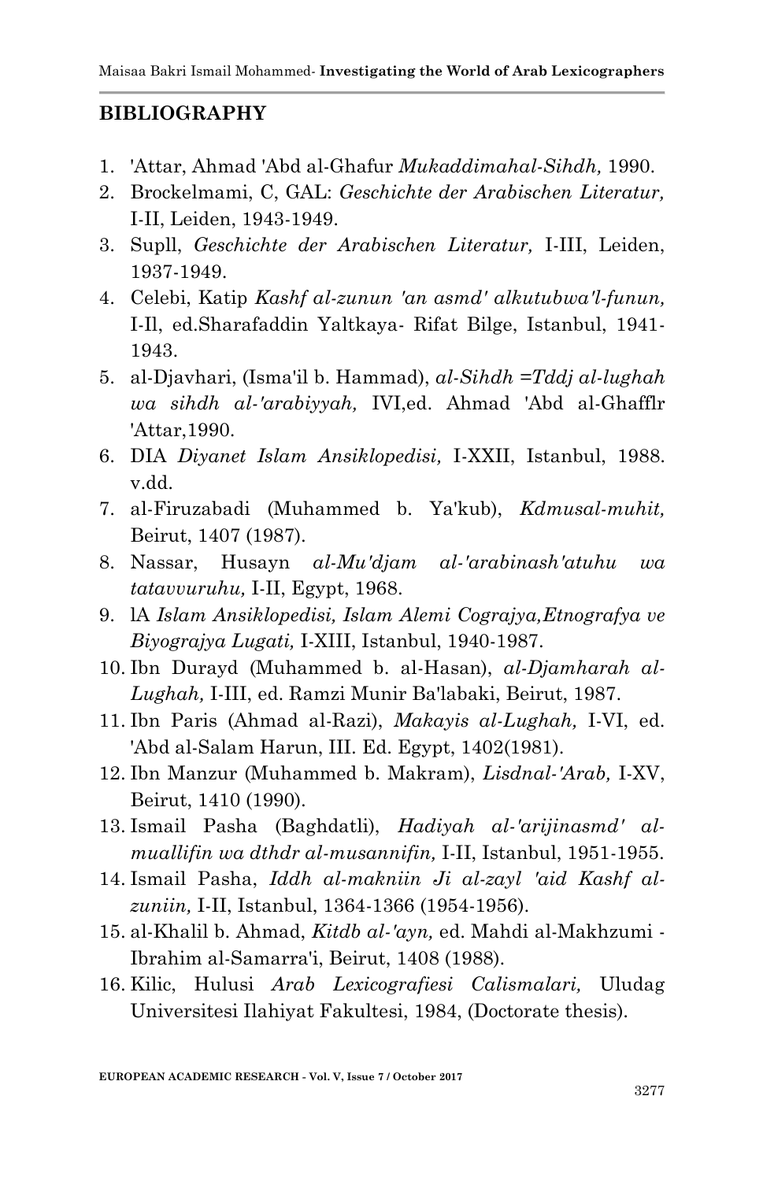## BIBLIOGRAPHY

1. 'Attar, Ahmad 'Abd al-Ghafur *Mukaddimahal-Sihdh,* 1990.
2. Brockelmami, C, GAL: *Geschichte der Arabischen Literatur,* I-II, Leiden, 1943-1949.
3. Supll, *Geschichte der Arabischen Literatur,* I-III, Leiden, 1937-1949.
4. Celebi, Katip *Kashf al-zunun 'an asmd' alkutubwa'l-funun,* I-Il, ed.Sharafaddin Yaltkaya- Rifat Bilge, Istanbul, 1941-1943.
5. al-Djavhari, (Isma'il b. Hammad), *al-Sihdh =Tddj al-lughah wa sihdh al-'arabiyyah,* IVI,ed. Ahmad 'Abd al-Ghafflr 'Attar,1990.
6. DIA *Diyanet Islam Ansiklopedisi,* I-XXII, Istanbul, 1988. v.dd.
7. al-Firuzabadi (Muhammed b. Ya'kub), *Kdmusal-muhit,* Beirut, 1407 (1987).
8. Nassar, Husayn *al-Mu'djam al-'arabinash'atuhu wa tatavvuruhu,* I-II, Egypt, 1968.
9. lA *Islam Ansiklopedisi, Islam Alemi Cograjya,Etnografya ve Biyograjya Lugati,* I-XIII, Istanbul, 1940-1987.
10. Ibn Durayd (Muhammed b. al-Hasan), *al-Djamharah al-Lughah,* I-III, ed. Ramzi Munir Ba'labaki, Beirut, 1987.
11. Ibn Paris (Ahmad al-Razi), *Makayis al-Lughah,* I-VI, ed. 'Abd al-Salam Harun, III. Ed. Egypt, 1402(1981).
12. Ibn Manzur (Muhammed b. Makram), *Lisdnal-'Arab,* I-XV, Beirut, 1410 (1990).
13. Ismail Pasha (Baghdatli), *Hadiyah al-'arijinasmd' al-muallifin wa dthdr al-musannifin,* I-II, Istanbul, 1951-1955.
14. Ismail Pasha, *Iddh al-makniin Ji al-zayl 'aid Kashf al-zuniin,* I-II, Istanbul, 1364-1366 (1954-1956).
15. al-Khalil b. Ahmad, *Kitdb al-'ayn,* ed. Mahdi al-Makhzumi - Ibrahim al-Samarra'i, Beirut, 1408 (1988).
16. Kilic, Hulusi *Arab Lexicografiesi Calismalari,* Uludag Universitesi Ilahiyat Fakultesi, 1984, (Doctorate thesis).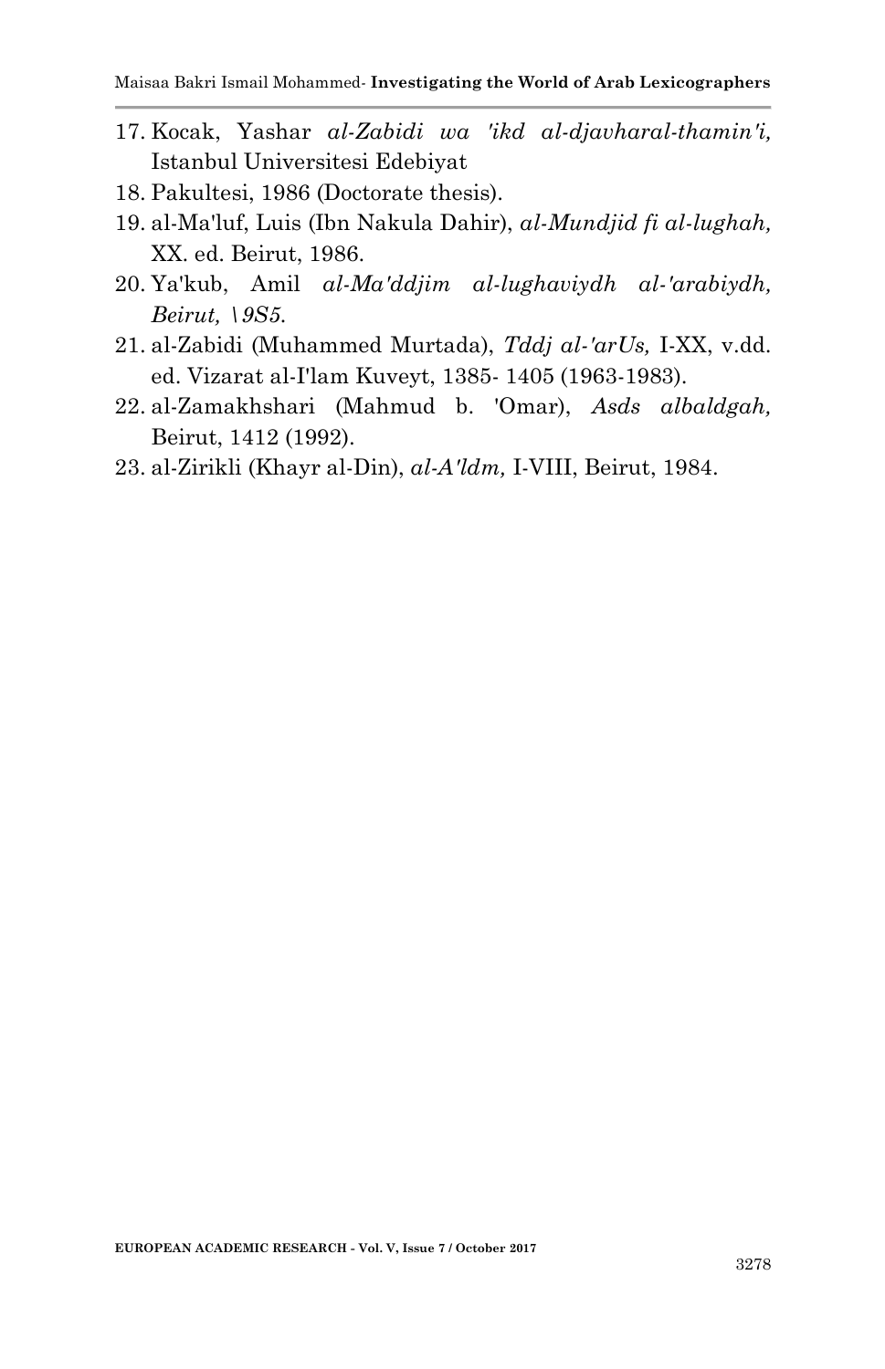17. Kocak, Yashar *al-Zabidi wa 'ikd al-djavharal-thamin'i,* Istanbul Universitesi Edebiyat
18. Pakultesi, 1986 (Doctorate thesis).
19. al-Ma'luf, Luis (Ibn Nakula Dahir), *al-Mundjid fi al-lughah,* XX. ed. Beirut, 1986.
20. Ya'kub, Amil *al-Ma'ddjim al-lughaviydh al-'arabiydh, Beirut, \9S5.*
21. al-Zabidi (Muhammed Murtada), *Tddj al-'arUs,* I-XX, v.dd. ed. Vizarat al-I'lam Kuveyt, 1385- 1405 (1963-1983).
22. al-Zamakhshari (Mahmud b. 'Omar), *Asds albaldgah,* Beirut, 1412 (1992).
23. al-Zirikli (Khayr al-Din), *al-A'ldm,* I-VIII, Beirut, 1984.